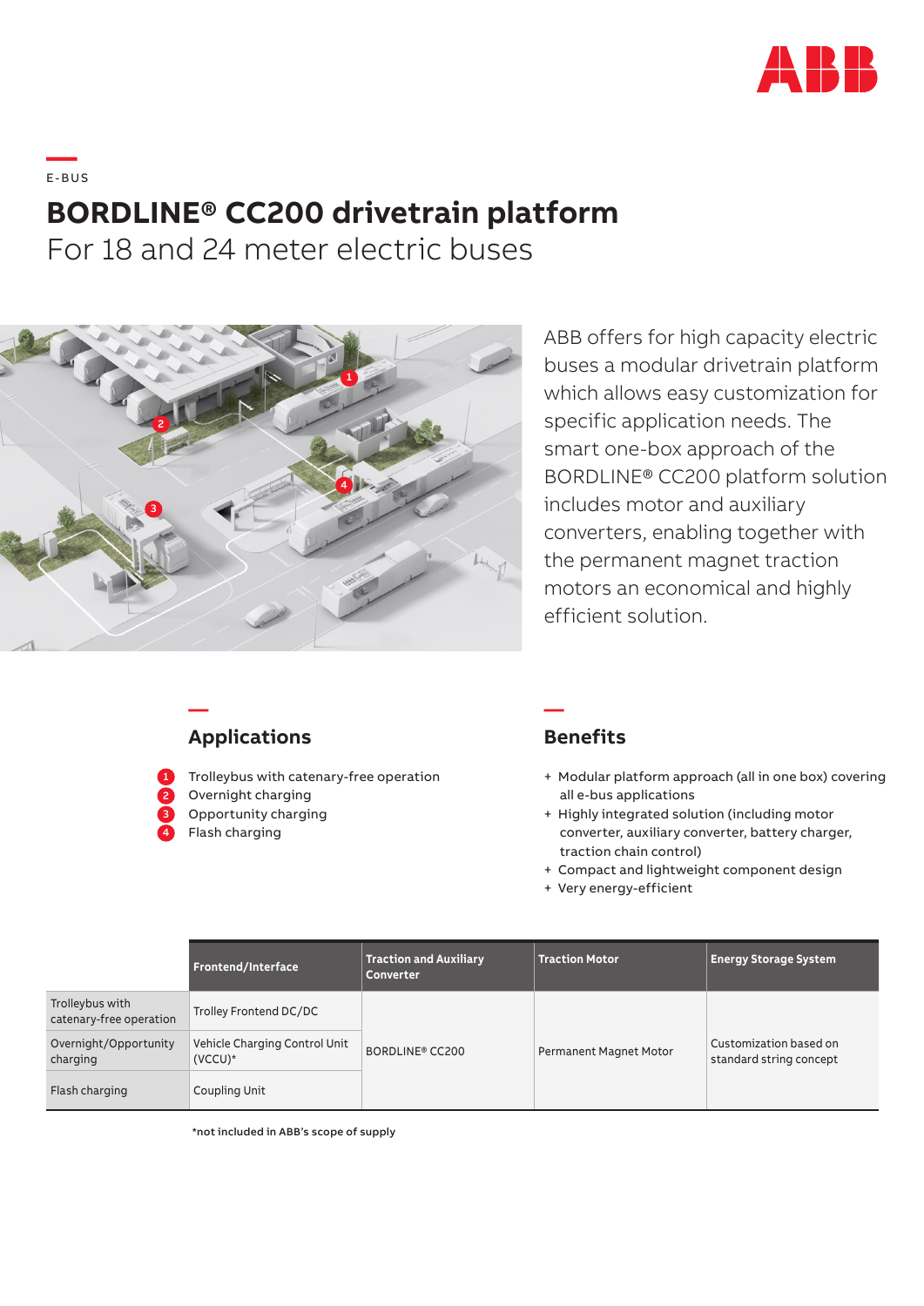E-BUS

# BORDLINE® CC200 drivetrain platform

For 18 and 24 meter electric buses

ABB offers for high capacity electric buses a modular drivetrain platform which allows easy customization for specific application needs. The smart one-box approach of the BORDLINE® CC200 platform solution includes motor and auxiliary converters, enabling together with the permanent magnet traction motors an economical and highly efficient solution.

## Applications

1. Trolleybus with catenary-free operation
2. Overnight charging
3. Opportunity charging
4. Flash charging

## Benefits

- + Modular platform approach (all in one box) covering all e-bus applications
- + Highly integrated solution (including motor converter, auxiliary converter, battery charger, traction chain control)
- + Compact and lightweight component design
- + Very energy-efficient

| | Frontend/Interface | Traction and Auxiliary Converter | Traction Motor | Energy Storage System |
|---|---|---|---|---|
| Trolleybus with catenary-free operation | Trolley Frontend DC/DC | BORDLINE® CC200 | Permanent Magnet Motor | Customization based on standard string concept |
| Overnight/Opportunity charging | Vehicle Charging Control Unit (VCCU)* | | | |
| Flash charging | Coupling Unit | | | |

*not included in ABB's scope of supply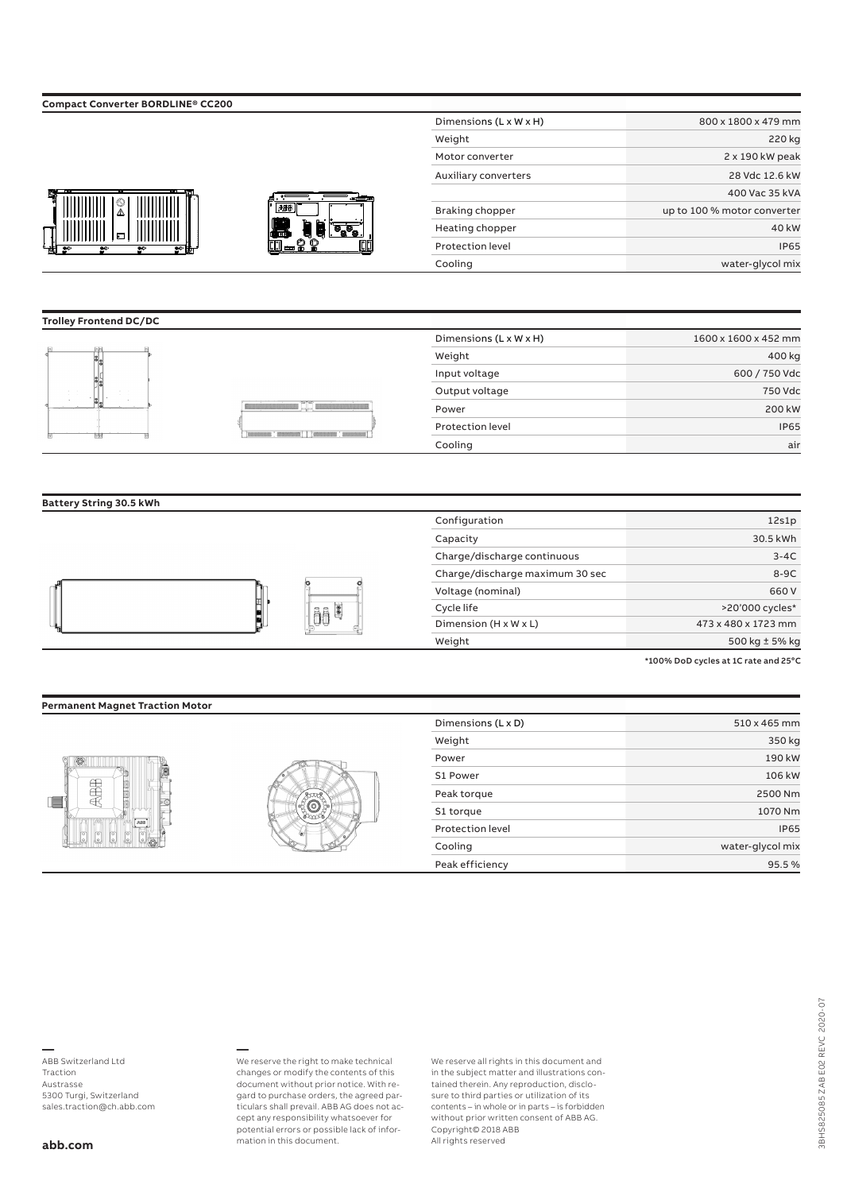## Compact Converter BORDLINE® CC200

| | |
|---|---|
| Dimensions (L x W x H) | 800 x 1800 x 479 mm |
| Weight | 220 kg |
| Motor converter | 2 x 190 kW peak |
| Auxiliary converters | 28 Vdc 12.6 kW |
| | 400 Vac 35 kVA |
| Braking chopper | up to 100 % motor converter |
| Heating chopper | 40 kW |
| Protection level | IP65 |
| Cooling | water-glycol mix |

## Trolley Frontend DC/DC

| | |
|---|---|
| Dimensions (L x W x H) | 1600 x 1600 x 452 mm |
| Weight | 400 kg |
| Input voltage | 600 / 750 Vdc |
| Output voltage | 750 Vdc |
| Power | 200 kW |
| Protection level | IP65 |
| Cooling | air |

## Battery String 30.5 kWh

| | |
|---|---|
| Configuration | 12s1p |
| Capacity | 30.5 kWh |
| Charge/discharge continuous | 3-4C |
| Charge/discharge maximum 30 sec | 8-9C |
| Voltage (nominal) | 660 V |
| Cycle life | >20'000 cycles* |
| Dimension (H x W x L) | 473 x 480 x 1723 mm |
| Weight | 500 kg ± 5% kg |

*100% DoD cycles at 1C rate and 25°C

## Permanent Magnet Traction Motor

| | |
|---|---|
| Dimensions (L x D) | 510 x 465 mm |
| Weight | 350 kg |
| Power | 190 kW |
| S1 Power | 106 kW |
| Peak torque | 2500 Nm |
| S1 torque | 1070 Nm |
| Protection level | IP65 |
| Cooling | water-glycol mix |
| Peak efficiency | 95.5 % |

ABB Switzerland Ltd
Traction
Austrasse
5300 Turgi, Switzerland
sales.traction@ch.abb.com

**abb.com**

We reserve the right to make technical changes or modify the contents of this document without prior notice. With regard to purchase orders, the agreed particulars shall prevail. ABB AG does not accept any responsibility whatsoever for potential errors or possible lack of information in this document.

We reserve all rights in this document and in the subject matter and illustrations contained therein. Any reproduction, disclosure to third parties or utilization of its contents – in whole or in parts – is forbidden without prior written consent of ABB AG.
Copyright© 2018 ABB
All rights reserved

3BHS825085 ZAB E02 REVC 2020-07